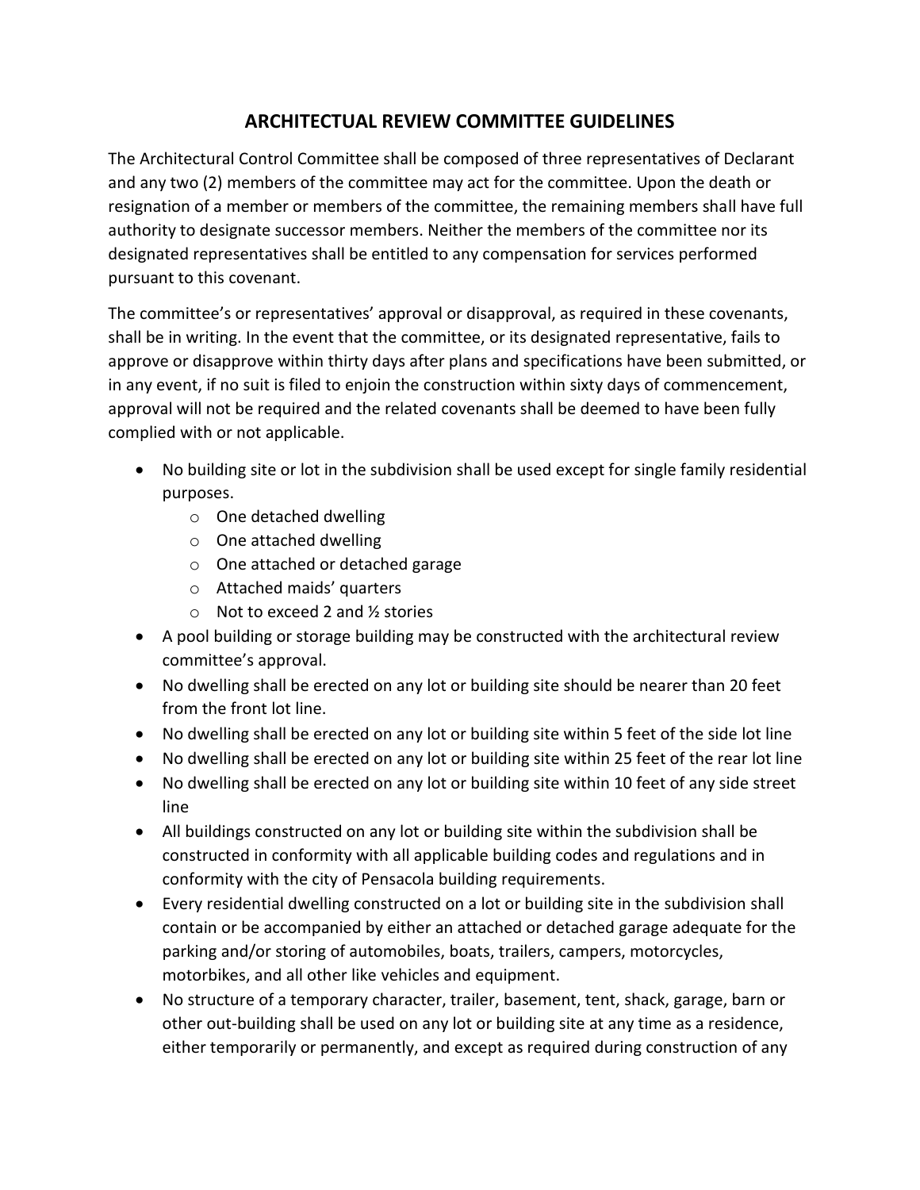# ARCHITECTUAL REVIEW COMMITTEE GUIDELINES

The Architectural Control Committee shall be composed of three representatives of Declarant and any two (2) members of the committee may act for the committee. Upon the death or resignation of a member or members of the committee, the remaining members shall have full authority to designate successor members. Neither the members of the committee nor its designated representatives shall be entitled to any compensation for services performed pursuant to this covenant.

The committee's or representatives' approval or disapproval, as required in these covenants, shall be in writing. In the event that the committee, or its designated representative, fails to approve or disapprove within thirty days after plans and specifications have been submitted, or in any event, if no suit is filed to enjoin the construction within sixty days of commencement, approval will not be required and the related covenants shall be deemed to have been fully complied with or not applicable.

- No building site or lot in the subdivision shall be used except for single family residential purposes.
    - One detached dwelling
    - One attached dwelling
    - One attached or detached garage
    - Attached maids' quarters
    - Not to exceed 2 and ½ stories
- A pool building or storage building may be constructed with the architectural review committee's approval.
- No dwelling shall be erected on any lot or building site should be nearer than 20 feet from the front lot line.
- No dwelling shall be erected on any lot or building site within 5 feet of the side lot line
- No dwelling shall be erected on any lot or building site within 25 feet of the rear lot line
- No dwelling shall be erected on any lot or building site within 10 feet of any side street line
- All buildings constructed on any lot or building site within the subdivision shall be constructed in conformity with all applicable building codes and regulations and in conformity with the city of Pensacola building requirements.
- Every residential dwelling constructed on a lot or building site in the subdivision shall contain or be accompanied by either an attached or detached garage adequate for the parking and/or storing of automobiles, boats, trailers, campers, motorcycles, motorbikes, and all other like vehicles and equipment.
- No structure of a temporary character, trailer, basement, tent, shack, garage, barn or other out-building shall be used on any lot or building site at any time as a residence, either temporarily or permanently, and except as required during construction of any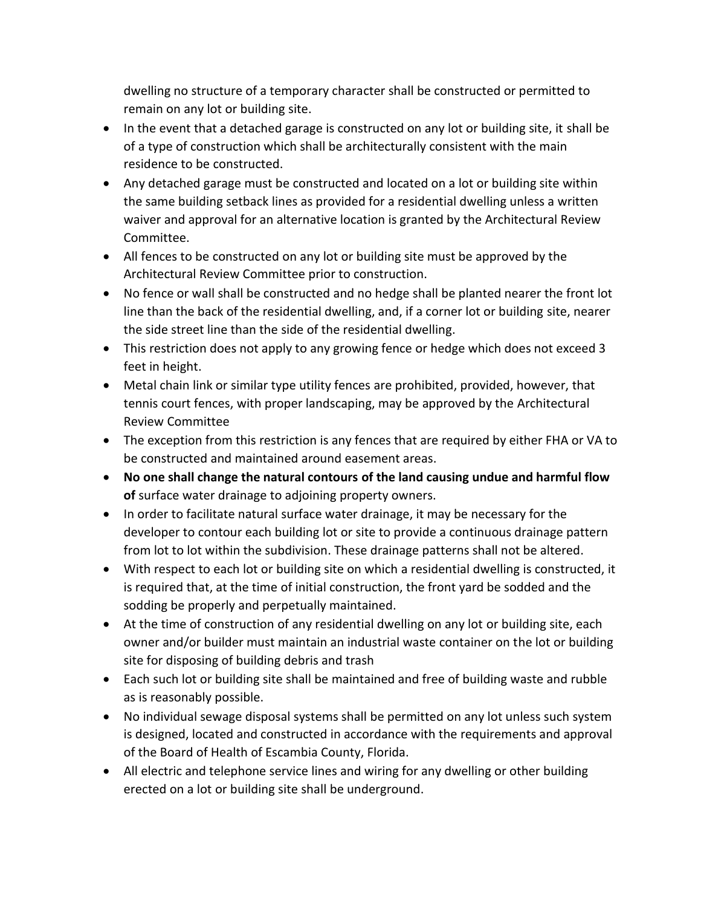dwelling no structure of a temporary character shall be constructed or permitted to remain on any lot or building site.

- In the event that a detached garage is constructed on any lot or building site, it shall be of a type of construction which shall be architecturally consistent with the main residence to be constructed.
- Any detached garage must be constructed and located on a lot or building site within the same building setback lines as provided for a residential dwelling unless a written waiver and approval for an alternative location is granted by the Architectural Review Committee.
- All fences to be constructed on any lot or building site must be approved by the Architectural Review Committee prior to construction.
- No fence or wall shall be constructed and no hedge shall be planted nearer the front lot line than the back of the residential dwelling, and, if a corner lot or building site, nearer the side street line than the side of the residential dwelling.
- This restriction does not apply to any growing fence or hedge which does not exceed 3 feet in height.
- Metal chain link or similar type utility fences are prohibited, provided, however, that tennis court fences, with proper landscaping, may be approved by the Architectural Review Committee
- The exception from this restriction is any fences that are required by either FHA or VA to be constructed and maintained around easement areas.
- **No one shall change the natural contours of the land causing undue and harmful flow of** surface water drainage to adjoining property owners.
- In order to facilitate natural surface water drainage, it may be necessary for the developer to contour each building lot or site to provide a continuous drainage pattern from lot to lot within the subdivision. These drainage patterns shall not be altered.
- With respect to each lot or building site on which a residential dwelling is constructed, it is required that, at the time of initial construction, the front yard be sodded and the sodding be properly and perpetually maintained.
- At the time of construction of any residential dwelling on any lot or building site, each owner and/or builder must maintain an industrial waste container on the lot or building site for disposing of building debris and trash
- Each such lot or building site shall be maintained and free of building waste and rubble as is reasonably possible.
- No individual sewage disposal systems shall be permitted on any lot unless such system is designed, located and constructed in accordance with the requirements and approval of the Board of Health of Escambia County, Florida.
- All electric and telephone service lines and wiring for any dwelling or other building erected on a lot or building site shall be underground.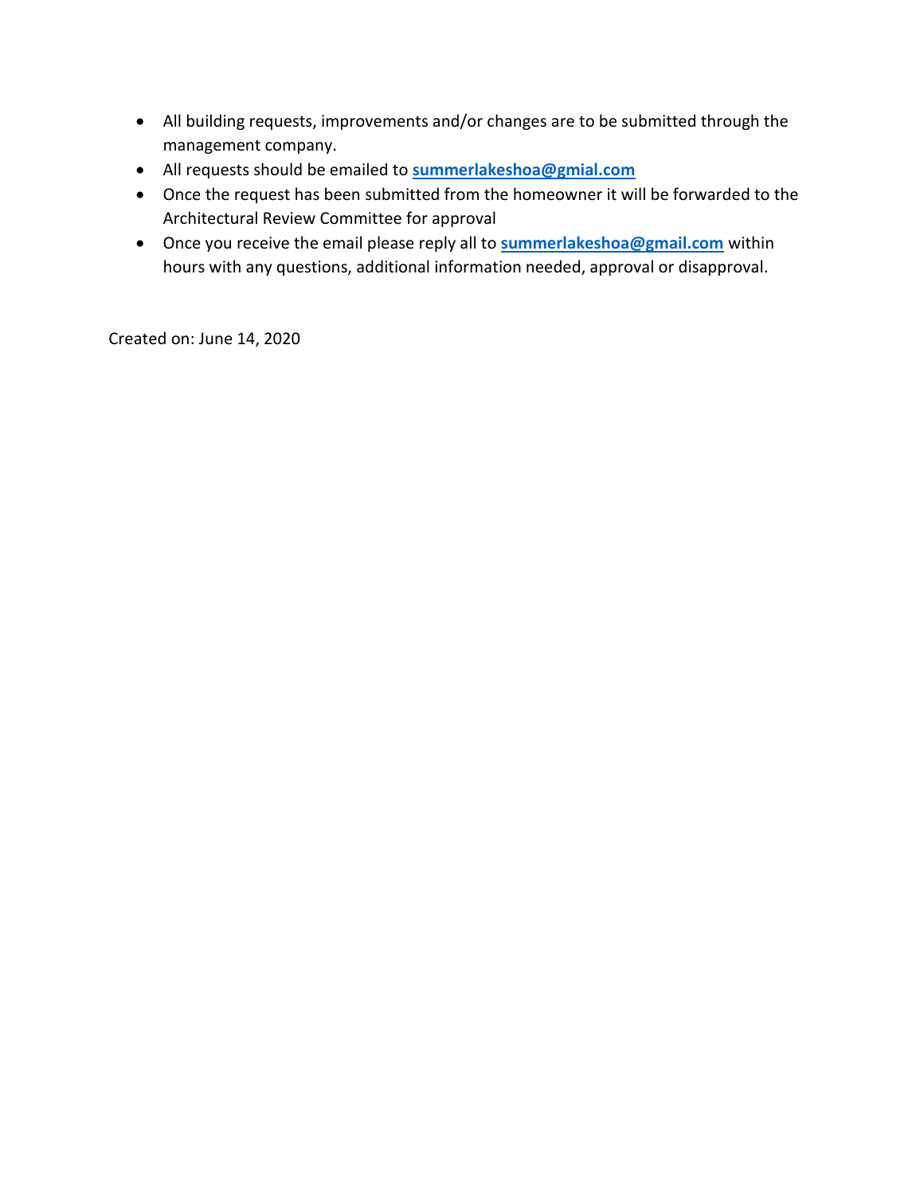- All building requests, improvements and/or changes are to be submitted through the management company.
- All requests should be emailed to **summerlakeshoa@gmial.com**
- Once the request has been submitted from the homeowner it will be forwarded to the Architectural Review Committee for approval
- Once you receive the email please reply all to **summerlakeshoa@gmail.com** within hours with any questions, additional information needed, approval or disapproval.

Created on: June 14, 2020